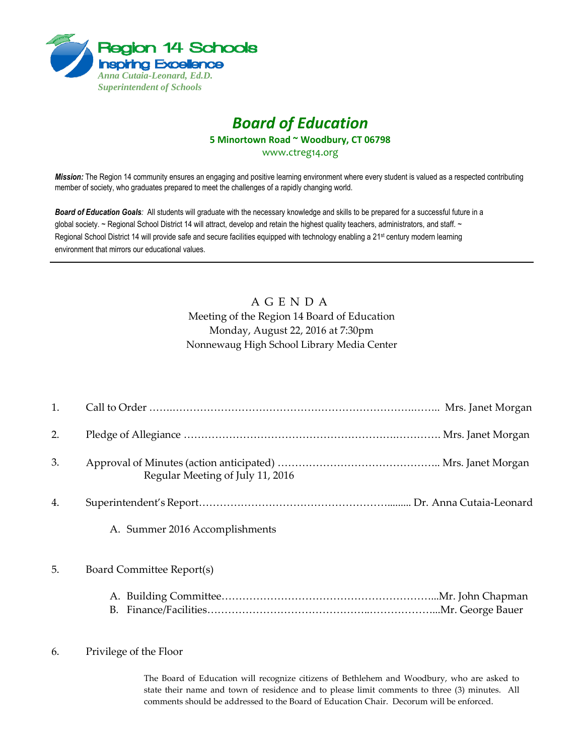Region 14 Schools
Inspiring Excellence
*Anna Cutaia-Leonard, Ed.D.*
*Superintendent of Schools*

# *Board of Education*

**5 Minortown Road ~ Woodbury, CT 06798**

www.ctreg14.org

***Mission:*** The Region 14 community ensures an engaging and positive learning environment where every student is valued as a respected contributing member of society, who graduates prepared to meet the challenges of a rapidly changing world.

***Board of Education Goals:*** All students will graduate with the necessary knowledge and skills to be prepared for a successful future in a global society. ~ Regional School District 14 will attract, develop and retain the highest quality teachers, administrators, and staff. ~ Regional School District 14 will provide safe and secure facilities equipped with technology enabling a 21st century modern learning environment that mirrors our educational values.

---

## A G E N D A

Meeting of the Region 14 Board of Education
Monday, August 22, 2016 at 7:30pm
Nonnewaug High School Library Media Center

1. Call to Order …………………………………………………………………… Mrs. Janet Morgan

2. Pledge of Allegiance ……………………………………………………………. Mrs. Janet Morgan

3. Approval of Minutes (action anticipated) ……………………………………….. Mrs. Janet Morgan
   Regular Meeting of July 11, 2016

4. Superintendent's Report………………………………………………......... Dr. Anna Cutaia-Leonard

   A. Summer 2016 Accomplishments

5. Board Committee Report(s)

   A. Building Committee……………………………………………………...Mr. John Chapman
   B. Finance/Facilities………………………………………………………...Mr. George Bauer

6. Privilege of the Floor

   The Board of Education will recognize citizens of Bethlehem and Woodbury, who are asked to state their name and town of residence and to please limit comments to three (3) minutes. All comments should be addressed to the Board of Education Chair. Decorum will be enforced.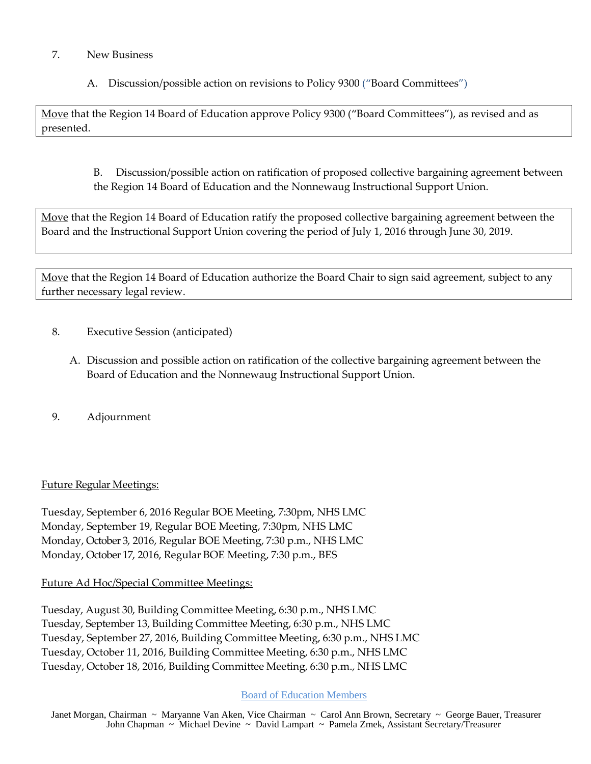7. New Business

   A. Discussion/possible action on revisions to Policy 9300 ("Board Committees")

> Move that the Region 14 Board of Education approve Policy 9300 ("Board Committees"), as revised and as presented.

   B. Discussion/possible action on ratification of proposed collective bargaining agreement between the Region 14 Board of Education and the Nonnewaug Instructional Support Union.

> Move that the Region 14 Board of Education ratify the proposed collective bargaining agreement between the Board and the Instructional Support Union covering the period of July 1, 2016 through June 30, 2019.

> Move that the Region 14 Board of Education authorize the Board Chair to sign said agreement, subject to any further necessary legal review.

8. Executive Session (anticipated)

   A. Discussion and possible action on ratification of the collective bargaining agreement between the Board of Education and the Nonnewaug Instructional Support Union.

9. Adjournment

Future Regular Meetings:

Tuesday, September 6, 2016 Regular BOE Meeting, 7:30pm, NHS LMC
Monday, September 19, Regular BOE Meeting, 7:30pm, NHS LMC
Monday, October 3, 2016, Regular BOE Meeting, 7:30 p.m., NHS LMC
Monday, October 17, 2016, Regular BOE Meeting, 7:30 p.m., BES

Future Ad Hoc/Special Committee Meetings:

Tuesday, August 30, Building Committee Meeting, 6:30 p.m., NHS LMC
Tuesday, September 13, Building Committee Meeting, 6:30 p.m., NHS LMC
Tuesday, September 27, 2016, Building Committee Meeting, 6:30 p.m., NHS LMC
Tuesday, October 11, 2016, Building Committee Meeting, 6:30 p.m., NHS LMC
Tuesday, October 18, 2016, Building Committee Meeting, 6:30 p.m., NHS LMC

Board of Education Members

Janet Morgan, Chairman ~ Maryanne Van Aken, Vice Chairman ~ Carol Ann Brown, Secretary ~ George Bauer, Treasurer
John Chapman ~ Michael Devine ~ David Lampart ~ Pamela Zmek, Assistant Secretary/Treasurer